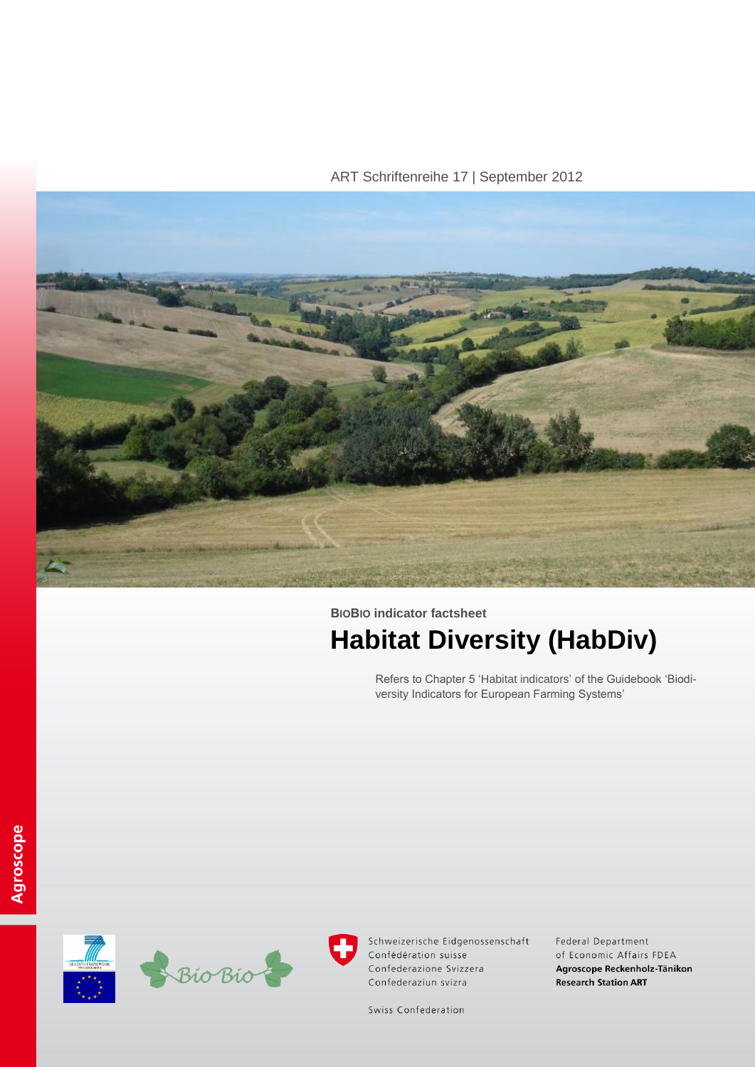ART Schriftenreihe 17 | September 2012

**BioBio indicator factsheet**

# Habitat Diversity (HabDiv)

Refers to Chapter 5 'Habitat indicators' of the Guidebook 'Biodiversity Indicators for European Farming Systems'

Agroscope

Schweizerische Eidgenossenschaft
Confédération suisse
Confederazione Svizzera
Confederaziun svizra

Swiss Confederation

Federal Department of Economic Affairs FDEA
**Agroscope Reckenholz-Tänikon Research Station ART**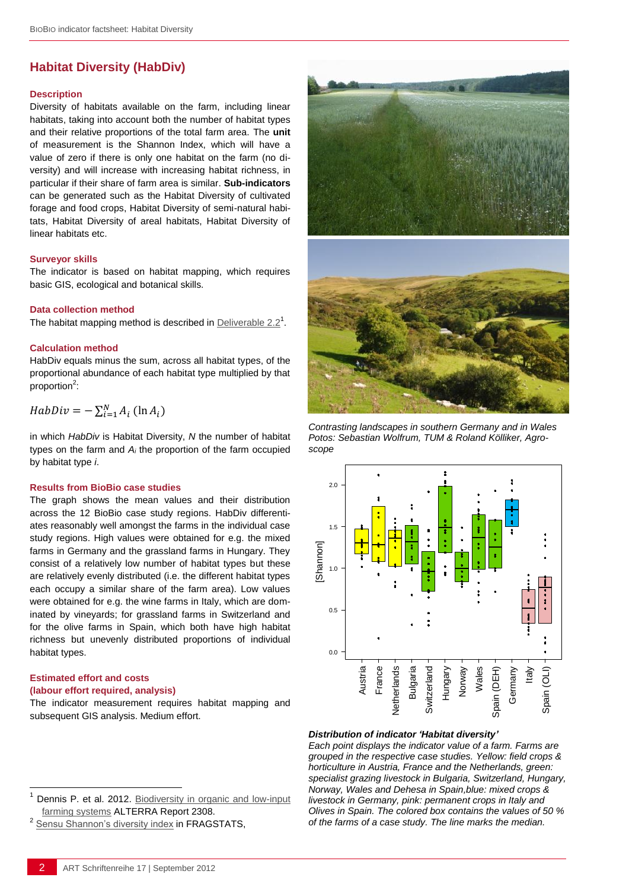## Habitat Diversity (HabDiv)

### Description

Diversity of habitats available on the farm, including linear habitats, taking into account both the number of habitat types and their relative proportions of the total farm area. The **unit** of measurement is the Shannon Index, which will have a value of zero if there is only one habitat on the farm (no diversity) and will increase with increasing habitat richness, in particular if their share of farm area is similar. **Sub-indicators** can be generated such as the Habitat Diversity of cultivated forage and food crops, Habitat Diversity of semi-natural habitats, Habitat Diversity of areal habitats, Habitat Diversity of linear habitats etc.

### Surveyor skills

The indicator is based on habitat mapping, which requires basic GIS, ecological and botanical skills.

### Data collection method

The habitat mapping method is described in Deliverable 2.2[1].

### Calculation method

HabDiv equals minus the sum, across all habitat types, of the proportional abundance of each habitat type multiplied by that proportion[2]:

$$HabDiv = -\sum_{i=1}^{N} A_i \,(\ln A_i)$$

in which *HabDiv* is Habitat Diversity, *N* the number of habitat types on the farm and $A_i$ the proportion of the farm occupied by habitat type *i*.

### Results from BioBio case studies

The graph shows the mean values and their distribution across the 12 BioBio case study regions. HabDiv differentiates reasonably well amongst the farms in the individual case study regions. High values were obtained for e.g. the mixed farms in Germany and the grassland farms in Hungary. They consist of a relatively low number of habitat types but these are relatively evenly distributed (i.e. the different habitat types each occupy a similar share of the farm area). Low values were obtained for e.g. the wine farms in Italy, which are dominated by vineyards; for grassland farms in Switzerland and for the olive farms in Spain, which both have high habitat richness but unevenly distributed proportions of individual habitat types.

### Estimated effort and costs (labour effort required, analysis)

The indicator measurement requires habitat mapping and subsequent GIS analysis. Medium effort.

*Contrasting landscapes in southern Germany and in Wales Potos: Sebastian Wolfrum, TUM & Roland Kölliker, Agroscope*

***Distribution of indicator 'Habitat diversity'***
*Each point displays the indicator value of a farm. Farms are grouped in the respective case studies. Yellow: field crops & horticulture in Austria, France and the Netherlands, green: specialist grazing livestock in Bulgaria, Switzerland, Hungary, Norway, Wales and Dehesa in Spain,blue: mixed crops & livestock in Germany, pink: permanent crops in Italy and Olives in Spain. The colored box contains the values of 50 % of the farms of a case study. The line marks the median.*

---

[1] Dennis P. et al. 2012. Biodiversity in organic and low-input farming systems ALTERRA Report 2308.

[2] Sensu Shannon's diversity index in FRAGSTATS,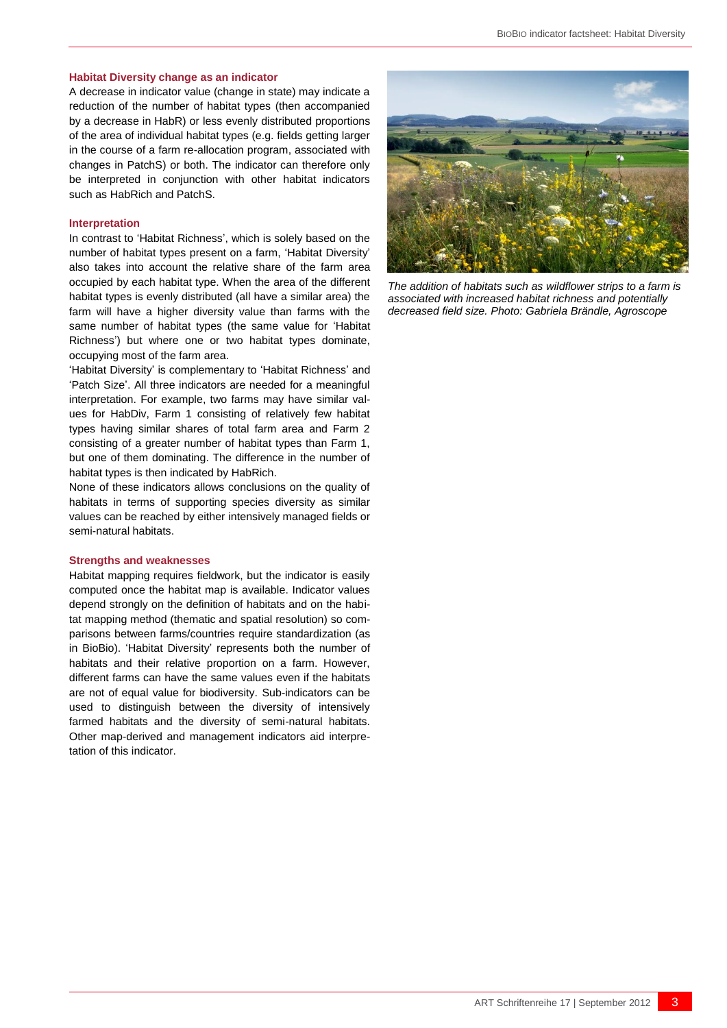### Habitat Diversity change as an indicator

A decrease in indicator value (change in state) may indicate a reduction of the number of habitat types (then accompanied by a decrease in HabR) or less evenly distributed proportions of the area of individual habitat types (e.g. fields getting larger in the course of a farm re-allocation program, associated with changes in PatchS) or both. The indicator can therefore only be interpreted in conjunction with other habitat indicators such as HabRich and PatchS.

### Interpretation

In contrast to 'Habitat Richness', which is solely based on the number of habitat types present on a farm, 'Habitat Diversity' also takes into account the relative share of the farm area occupied by each habitat type. When the area of the different habitat types is evenly distributed (all have a similar area) the farm will have a higher diversity value than farms with the same number of habitat types (the same value for 'Habitat Richness') but where one or two habitat types dominate, occupying most of the farm area.

'Habitat Diversity' is complementary to 'Habitat Richness' and 'Patch Size'. All three indicators are needed for a meaningful interpretation. For example, two farms may have similar values for HabDiv, Farm 1 consisting of relatively few habitat types having similar shares of total farm area and Farm 2 consisting of a greater number of habitat types than Farm 1, but one of them dominating. The difference in the number of habitat types is then indicated by HabRich.

None of these indicators allows conclusions on the quality of habitats in terms of supporting species diversity as similar values can be reached by either intensively managed fields or semi-natural habitats.

### Strengths and weaknesses

Habitat mapping requires fieldwork, but the indicator is easily computed once the habitat map is available. Indicator values depend strongly on the definition of habitats and on the habitat mapping method (thematic and spatial resolution) so comparisons between farms/countries require standardization (as in BioBio). 'Habitat Diversity' represents both the number of habitats and their relative proportion on a farm. However, different farms can have the same values even if the habitats are not of equal value for biodiversity. Sub-indicators can be used to distinguish between the diversity of intensively farmed habitats and the diversity of semi-natural habitats. Other map-derived and management indicators aid interpretation of this indicator.

*The addition of habitats such as wildflower strips to a farm is associated with increased habitat richness and potentially decreased field size. Photo: Gabriela Brändle, Agroscope*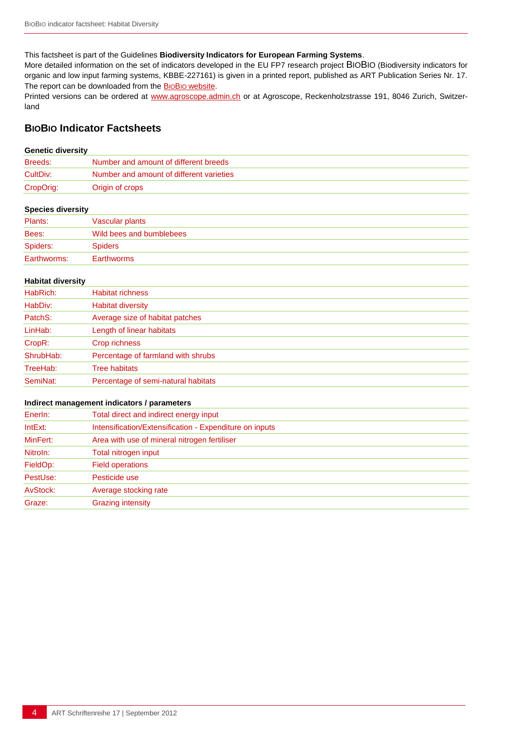This factsheet is part of the Guidelines **Biodiversity Indicators for European Farming Systems**.
More detailed information on the set of indicators developed in the EU FP7 research project BIOBIO (Biodiversity indicators for organic and low input farming systems, KBBE-227161) is given in a printed report, published as ART Publication Series Nr. 17. The report can be downloaded from the BIOBIO website.
Printed versions can be ordered at www.agroscope.admin.ch or at Agroscope, Reckenholzstrasse 191, 8046 Zurich, Switzerland

## BIOBIO Indicator Factsheets

**Genetic diversity**

| | |
|---|---|
| Breeds: | Number and amount of different breeds |
| CultDiv: | Number and amount of different varieties |
| CropOrig: | Origin of crops |

**Species diversity**

| | |
|---|---|
| Plants: | Vascular plants |
| Bees: | Wild bees and bumblebees |
| Spiders: | Spiders |
| Earthworms: | Earthworms |

**Habitat diversity**

| | |
|---|---|
| HabRich: | Habitat richness |
| HabDiv: | Habitat diversity |
| PatchS: | Average size of habitat patches |
| LinHab: | Length of linear habitats |
| CropR: | Crop richness |
| ShrubHab: | Percentage of farmland with shrubs |
| TreeHab: | Tree habitats |
| SemiNat: | Percentage of semi-natural habitats |

**Indirect management indicators / parameters**

| | |
|---|---|
| EnerIn: | Total direct and indirect energy input |
| IntExt: | Intensification/Extensification - Expenditure on inputs |
| MinFert: | Area with use of mineral nitrogen fertiliser |
| NitroIn: | Total nitrogen input |
| FieldOp: | Field operations |
| PestUse: | Pesticide use |
| AvStock: | Average stocking rate |
| Graze: | Grazing intensity |